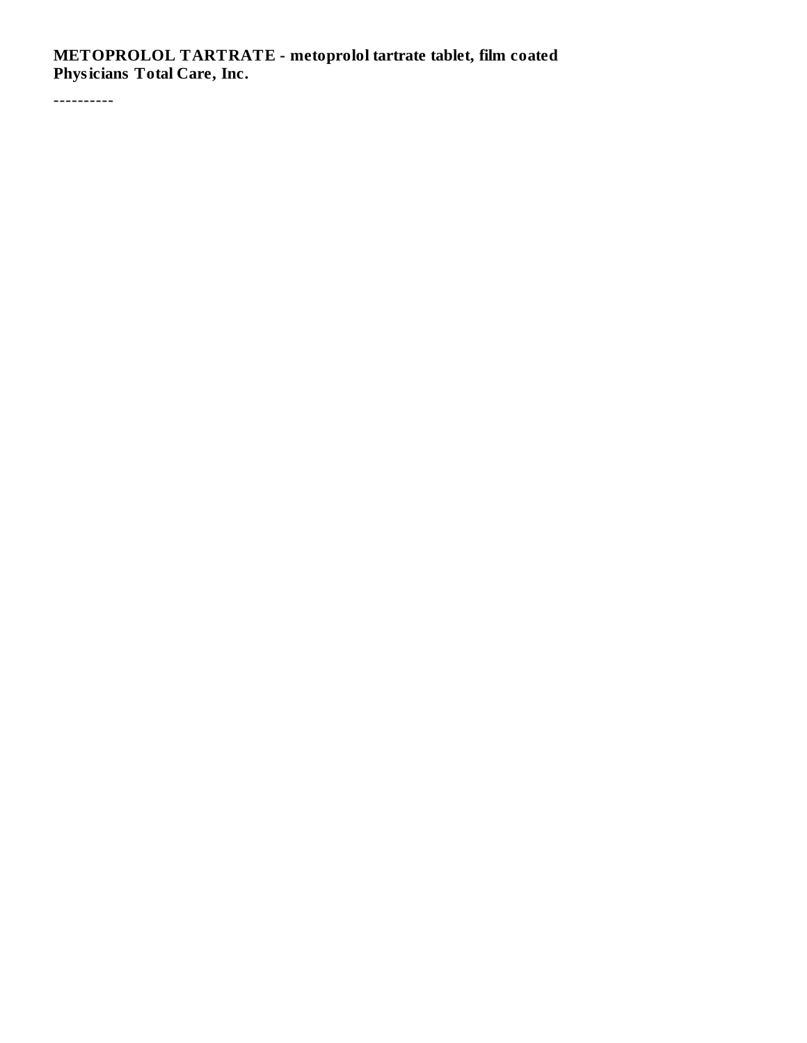**METOPROLOL TARTRATE - metoprolol tartrate tablet, film coated**
**Physicians Total Care, Inc.**

----------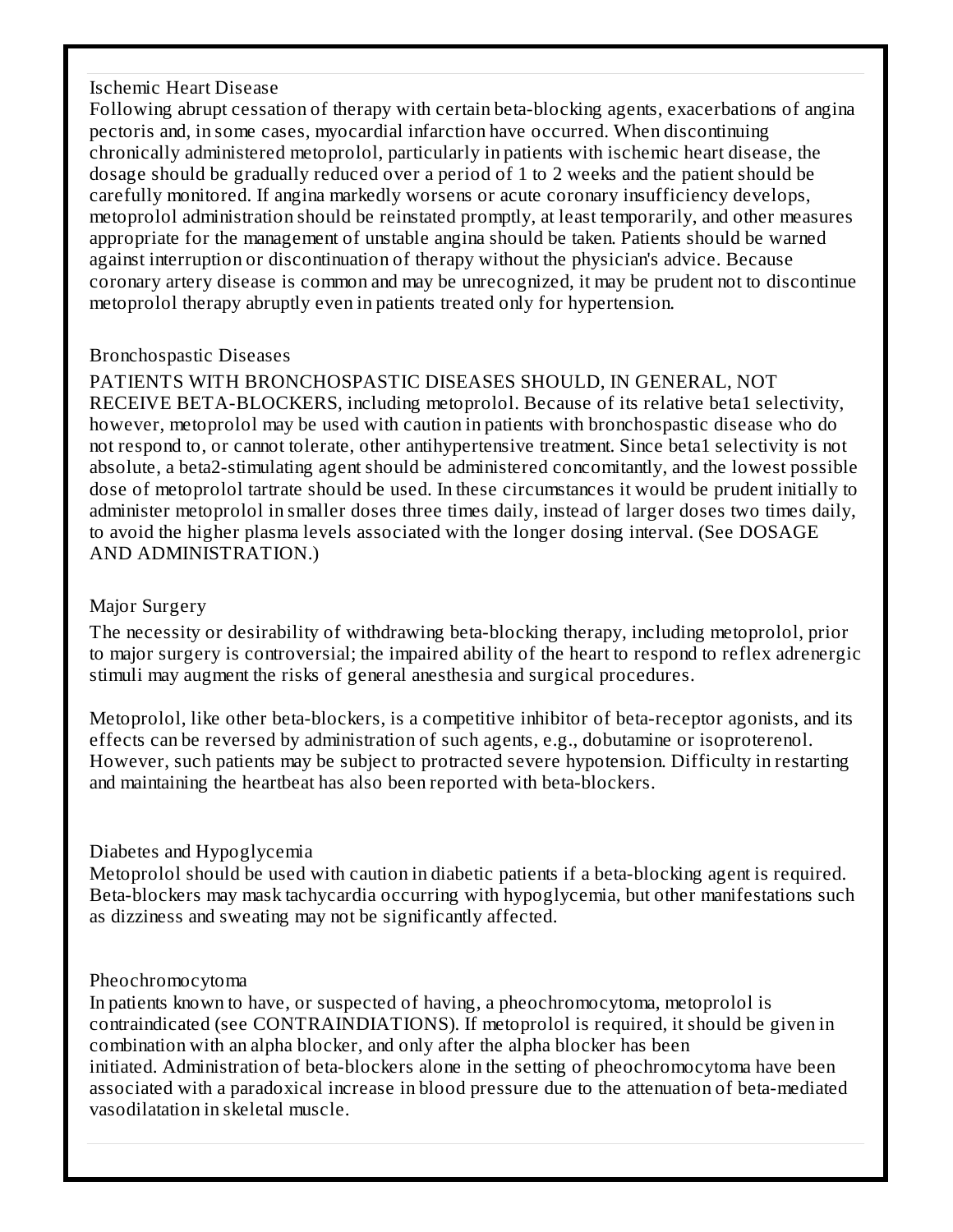### Ischemic Heart Disease

Following abrupt cessation of therapy with certain beta-blocking agents, exacerbations of angina pectoris and, in some cases, myocardial infarction have occurred. When discontinuing chronically administered metoprolol, particularly in patients with ischemic heart disease, the dosage should be gradually reduced over a period of 1 to 2 weeks and the patient should be carefully monitored. If angina markedly worsens or acute coronary insufficiency develops, metoprolol administration should be reinstated promptly, at least temporarily, and other measures appropriate for the management of unstable angina should be taken. Patients should be warned against interruption or discontinuation of therapy without the physician's advice. Because coronary artery disease is common and may be unrecognized, it may be prudent not to discontinue metoprolol therapy abruptly even in patients treated only for hypertension.

### Bronchospastic Diseases

PATIENTS WITH BRONCHOSPASTIC DISEASES SHOULD, IN GENERAL, NOT RECEIVE BETA-BLOCKERS, including metoprolol. Because of its relative beta1 selectivity, however, metoprolol may be used with caution in patients with bronchospastic disease who do not respond to, or cannot tolerate, other antihypertensive treatment. Since beta1 selectivity is not absolute, a beta2-stimulating agent should be administered concomitantly, and the lowest possible dose of metoprolol tartrate should be used. In these circumstances it would be prudent initially to administer metoprolol in smaller doses three times daily, instead of larger doses two times daily, to avoid the higher plasma levels associated with the longer dosing interval. (See DOSAGE AND ADMINISTRATION.)

### Major Surgery

The necessity or desirability of withdrawing beta-blocking therapy, including metoprolol, prior to major surgery is controversial; the impaired ability of the heart to respond to reflex adrenergic stimuli may augment the risks of general anesthesia and surgical procedures.

Metoprolol, like other beta-blockers, is a competitive inhibitor of beta-receptor agonists, and its effects can be reversed by administration of such agents, e.g., dobutamine or isoproterenol. However, such patients may be subject to protracted severe hypotension. Difficulty in restarting and maintaining the heartbeat has also been reported with beta-blockers.

### Diabetes and Hypoglycemia

Metoprolol should be used with caution in diabetic patients if a beta-blocking agent is required. Beta-blockers may mask tachycardia occurring with hypoglycemia, but other manifestations such as dizziness and sweating may not be significantly affected.

### Pheochromocytoma

In patients known to have, or suspected of having, a pheochromocytoma, metoprolol is contraindicated (see CONTRAINDIATIONS). If metoprolol is required, it should be given in combination with an alpha blocker, and only after the alpha blocker has been initiated. Administration of beta-blockers alone in the setting of pheochromocytoma have been associated with a paradoxical increase in blood pressure due to the attenuation of beta-mediated vasodilatation in skeletal muscle.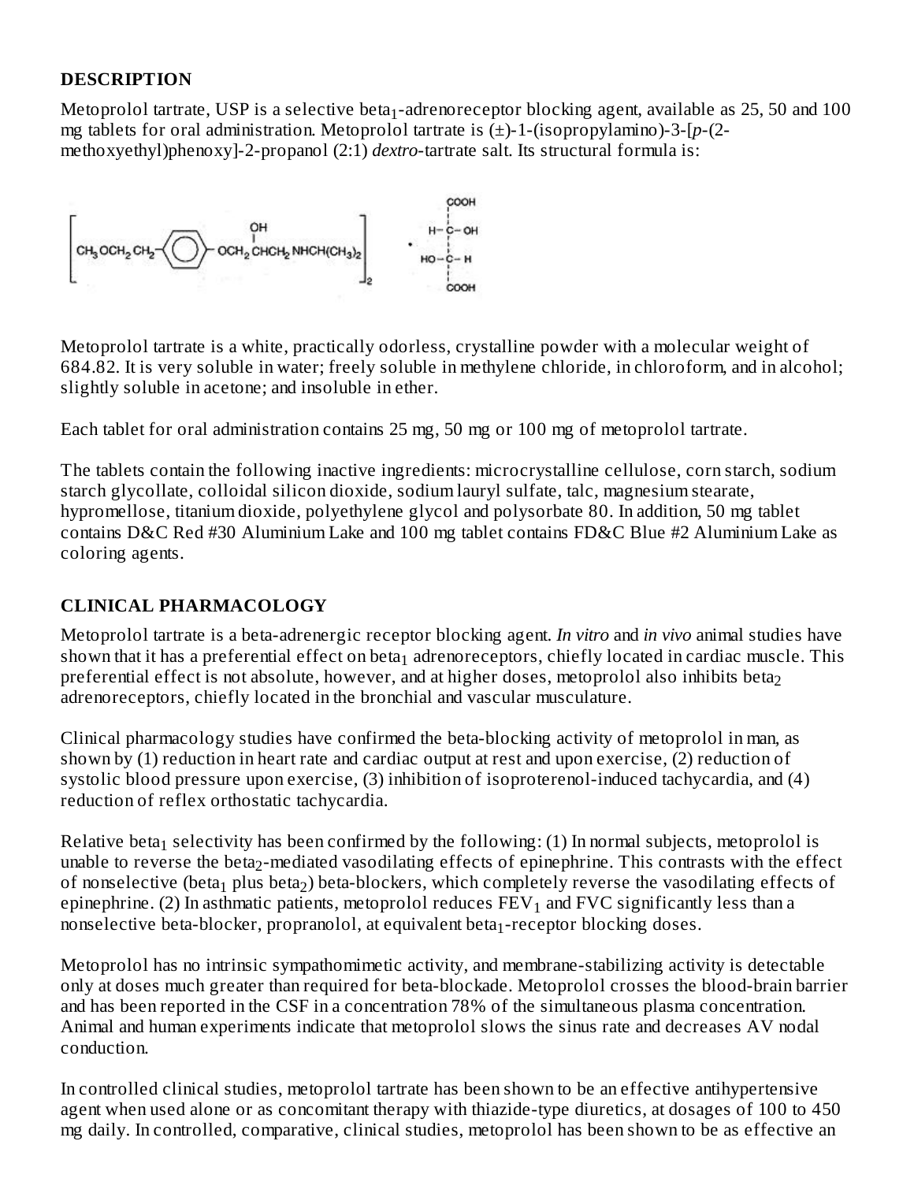## DESCRIPTION

Metoprolol tartrate, USP is a selective beta$_1$-adrenoreceptor blocking agent, available as 25, 50 and 100 mg tablets for oral administration. Metoprolol tartrate is (±)-1-(isopropylamino)-3-[*p*-(2-methoxyethyl)phenoxy]-2-propanol (2:1) *dextro*-tartrate salt. Its structural formula is:

Metoprolol tartrate is a white, practically odorless, crystalline powder with a molecular weight of 684.82. It is very soluble in water; freely soluble in methylene chloride, in chloroform, and in alcohol; slightly soluble in acetone; and insoluble in ether.

Each tablet for oral administration contains 25 mg, 50 mg or 100 mg of metoprolol tartrate.

The tablets contain the following inactive ingredients: microcrystalline cellulose, corn starch, sodium starch glycollate, colloidal silicon dioxide, sodium lauryl sulfate, talc, magnesium stearate, hypromellose, titanium dioxide, polyethylene glycol and polysorbate 80. In addition, 50 mg tablet contains D&C Red #30 Aluminium Lake and 100 mg tablet contains FD&C Blue #2 Aluminium Lake as coloring agents.

## CLINICAL PHARMACOLOGY

Metoprolol tartrate is a beta-adrenergic receptor blocking agent. *In vitro* and *in vivo* animal studies have shown that it has a preferential effect on beta$_1$ adrenoreceptors, chiefly located in cardiac muscle. This preferential effect is not absolute, however, and at higher doses, metoprolol also inhibits beta$_2$ adrenoreceptors, chiefly located in the bronchial and vascular musculature.

Clinical pharmacology studies have confirmed the beta-blocking activity of metoprolol in man, as shown by (1) reduction in heart rate and cardiac output at rest and upon exercise, (2) reduction of systolic blood pressure upon exercise, (3) inhibition of isoproterenol-induced tachycardia, and (4) reduction of reflex orthostatic tachycardia.

Relative beta$_1$ selectivity has been confirmed by the following: (1) In normal subjects, metoprolol is unable to reverse the beta$_2$-mediated vasodilating effects of epinephrine. This contrasts with the effect of nonselective (beta$_1$ plus beta$_2$) beta-blockers, which completely reverse the vasodilating effects of epinephrine. (2) In asthmatic patients, metoprolol reduces $FEV_1$ and FVC significantly less than a nonselective beta-blocker, propranolol, at equivalent beta$_1$-receptor blocking doses.

Metoprolol has no intrinsic sympathomimetic activity, and membrane-stabilizing activity is detectable only at doses much greater than required for beta-blockade. Metoprolol crosses the blood-brain barrier and has been reported in the CSF in a concentration 78% of the simultaneous plasma concentration. Animal and human experiments indicate that metoprolol slows the sinus rate and decreases AV nodal conduction.

In controlled clinical studies, metoprolol tartrate has been shown to be an effective antihypertensive agent when used alone or as concomitant therapy with thiazide-type diuretics, at dosages of 100 to 450 mg daily. In controlled, comparative, clinical studies, metoprolol has been shown to be as effective an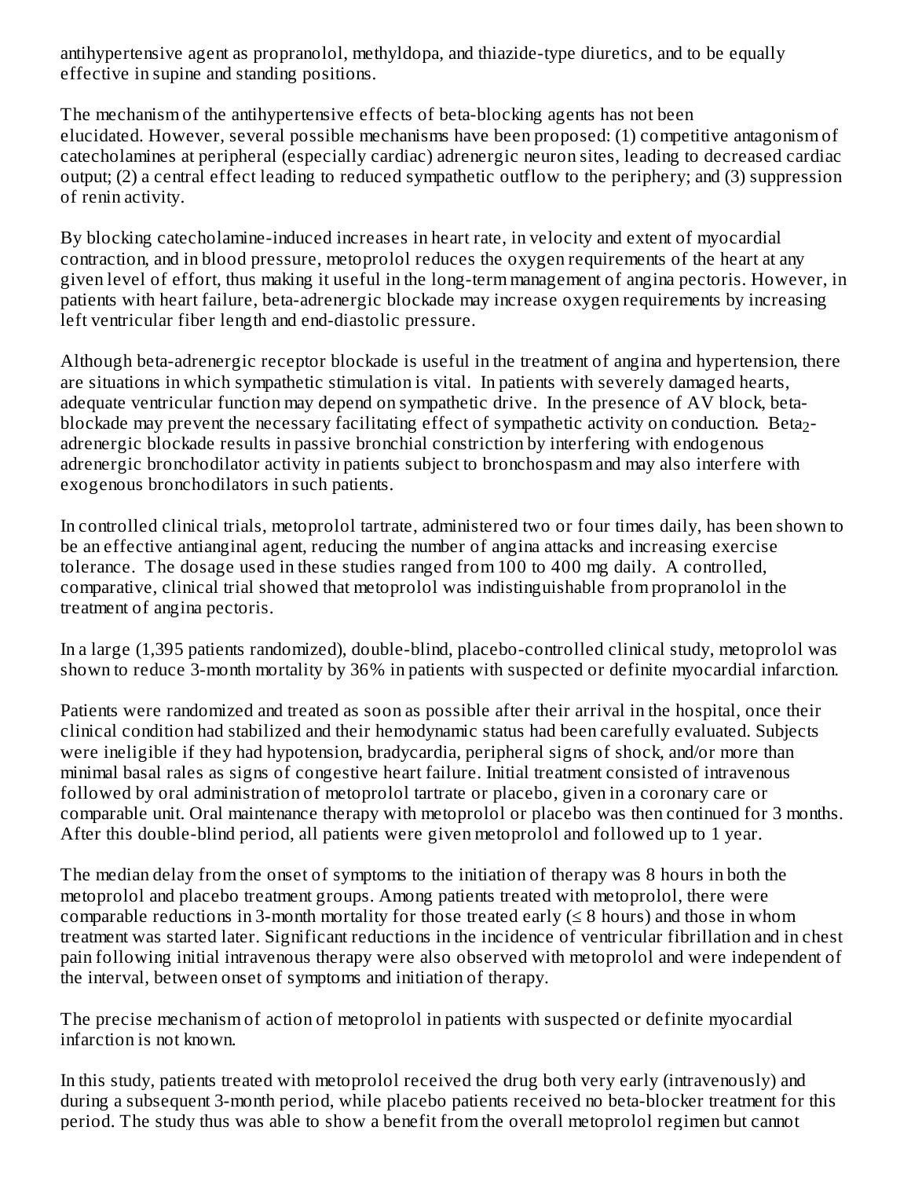antihypertensive agent as propranolol, methyldopa, and thiazide-type diuretics, and to be equally effective in supine and standing positions.

The mechanism of the antihypertensive effects of beta-blocking agents has not been elucidated. However, several possible mechanisms have been proposed: (1) competitive antagonism of catecholamines at peripheral (especially cardiac) adrenergic neuron sites, leading to decreased cardiac output; (2) a central effect leading to reduced sympathetic outflow to the periphery; and (3) suppression of renin activity.

By blocking catecholamine-induced increases in heart rate, in velocity and extent of myocardial contraction, and in blood pressure, metoprolol reduces the oxygen requirements of the heart at any given level of effort, thus making it useful in the long-term management of angina pectoris. However, in patients with heart failure, beta-adrenergic blockade may increase oxygen requirements by increasing left ventricular fiber length and end-diastolic pressure.

Although beta-adrenergic receptor blockade is useful in the treatment of angina and hypertension, there are situations in which sympathetic stimulation is vital. In patients with severely damaged hearts, adequate ventricular function may depend on sympathetic drive. In the presence of AV block, beta-blockade may prevent the necessary facilitating effect of sympathetic activity on conduction. $Beta_2$-adrenergic blockade results in passive bronchial constriction by interfering with endogenous adrenergic bronchodilator activity in patients subject to bronchospasm and may also interfere with exogenous bronchodilators in such patients.

In controlled clinical trials, metoprolol tartrate, administered two or four times daily, has been shown to be an effective antianginal agent, reducing the number of angina attacks and increasing exercise tolerance. The dosage used in these studies ranged from 100 to 400 mg daily. A controlled, comparative, clinical trial showed that metoprolol was indistinguishable from propranolol in the treatment of angina pectoris.

In a large (1,395 patients randomized), double-blind, placebo-controlled clinical study, metoprolol was shown to reduce 3-month mortality by 36% in patients with suspected or definite myocardial infarction.

Patients were randomized and treated as soon as possible after their arrival in the hospital, once their clinical condition had stabilized and their hemodynamic status had been carefully evaluated. Subjects were ineligible if they had hypotension, bradycardia, peripheral signs of shock, and/or more than minimal basal rales as signs of congestive heart failure. Initial treatment consisted of intravenous followed by oral administration of metoprolol tartrate or placebo, given in a coronary care or comparable unit. Oral maintenance therapy with metoprolol or placebo was then continued for 3 months. After this double-blind period, all patients were given metoprolol and followed up to 1 year.

The median delay from the onset of symptoms to the initiation of therapy was 8 hours in both the metoprolol and placebo treatment groups. Among patients treated with metoprolol, there were comparable reductions in 3-month mortality for those treated early ($\leq$ 8 hours) and those in whom treatment was started later. Significant reductions in the incidence of ventricular fibrillation and in chest pain following initial intravenous therapy were also observed with metoprolol and were independent of the interval, between onset of symptoms and initiation of therapy.

The precise mechanism of action of metoprolol in patients with suspected or definite myocardial infarction is not known.

In this study, patients treated with metoprolol received the drug both very early (intravenously) and during a subsequent 3-month period, while placebo patients received no beta-blocker treatment for this period. The study thus was able to show a benefit from the overall metoprolol regimen but cannot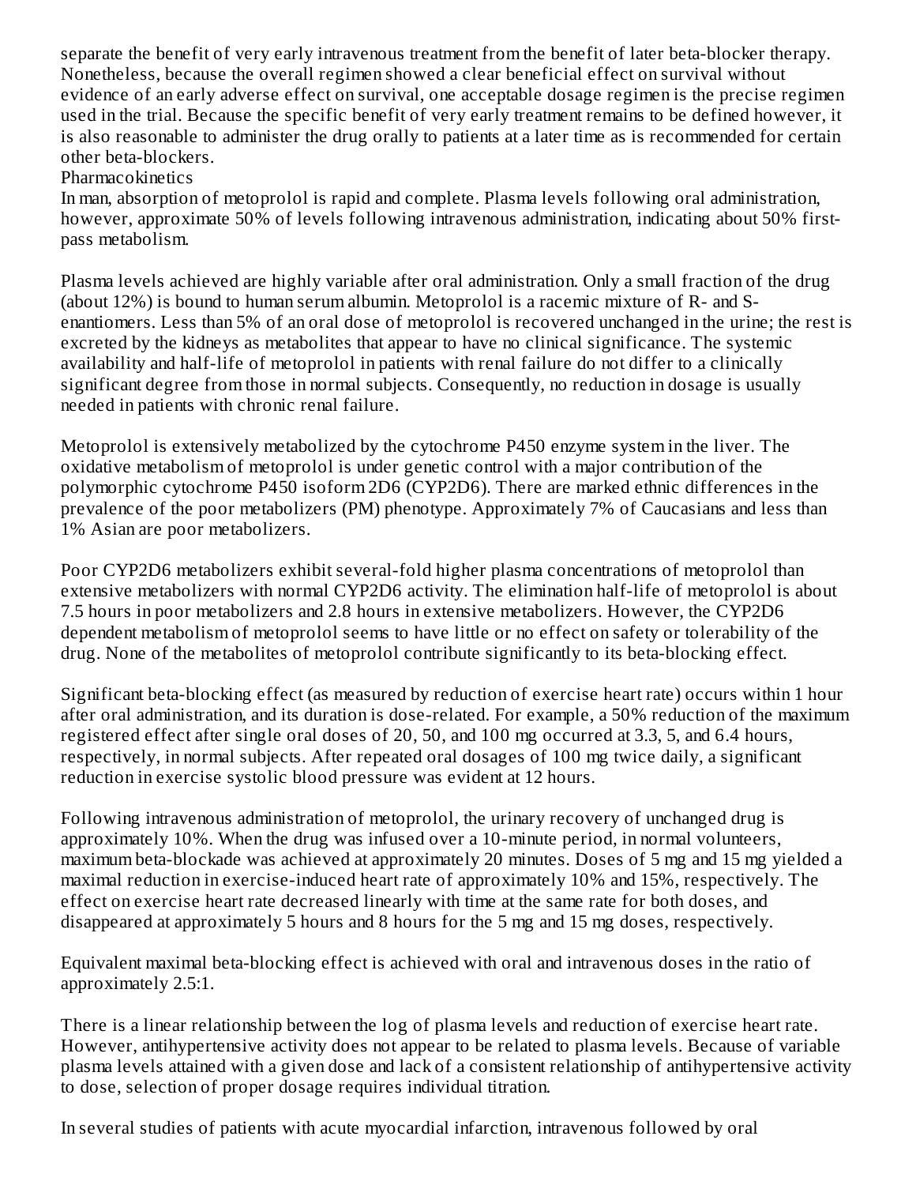separate the benefit of very early intravenous treatment from the benefit of later beta-blocker therapy. Nonetheless, because the overall regimen showed a clear beneficial effect on survival without evidence of an early adverse effect on survival, one acceptable dosage regimen is the precise regimen used in the trial. Because the specific benefit of very early treatment remains to be defined however, it is also reasonable to administer the drug orally to patients at a later time as is recommended for certain other beta-blockers.

### Pharmacokinetics

In man, absorption of metoprolol is rapid and complete. Plasma levels following oral administration, however, approximate 50% of levels following intravenous administration, indicating about 50% first-pass metabolism.

Plasma levels achieved are highly variable after oral administration. Only a small fraction of the drug (about 12%) is bound to human serum albumin. Metoprolol is a racemic mixture of R- and S-enantiomers. Less than 5% of an oral dose of metoprolol is recovered unchanged in the urine; the rest is excreted by the kidneys as metabolites that appear to have no clinical significance. The systemic availability and half-life of metoprolol in patients with renal failure do not differ to a clinically significant degree from those in normal subjects. Consequently, no reduction in dosage is usually needed in patients with chronic renal failure.

Metoprolol is extensively metabolized by the cytochrome P450 enzyme system in the liver. The oxidative metabolism of metoprolol is under genetic control with a major contribution of the polymorphic cytochrome P450 isoform 2D6 (CYP2D6). There are marked ethnic differences in the prevalence of the poor metabolizers (PM) phenotype. Approximately 7% of Caucasians and less than 1% Asian are poor metabolizers.

Poor CYP2D6 metabolizers exhibit several-fold higher plasma concentrations of metoprolol than extensive metabolizers with normal CYP2D6 activity. The elimination half-life of metoprolol is about 7.5 hours in poor metabolizers and 2.8 hours in extensive metabolizers. However, the CYP2D6 dependent metabolism of metoprolol seems to have little or no effect on safety or tolerability of the drug. None of the metabolites of metoprolol contribute significantly to its beta-blocking effect.

Significant beta-blocking effect (as measured by reduction of exercise heart rate) occurs within 1 hour after oral administration, and its duration is dose-related. For example, a 50% reduction of the maximum registered effect after single oral doses of 20, 50, and 100 mg occurred at 3.3, 5, and 6.4 hours, respectively, in normal subjects. After repeated oral dosages of 100 mg twice daily, a significant reduction in exercise systolic blood pressure was evident at 12 hours.

Following intravenous administration of metoprolol, the urinary recovery of unchanged drug is approximately 10%. When the drug was infused over a 10-minute period, in normal volunteers, maximum beta-blockade was achieved at approximately 20 minutes. Doses of 5 mg and 15 mg yielded a maximal reduction in exercise-induced heart rate of approximately 10% and 15%, respectively. The effect on exercise heart rate decreased linearly with time at the same rate for both doses, and disappeared at approximately 5 hours and 8 hours for the 5 mg and 15 mg doses, respectively.

Equivalent maximal beta-blocking effect is achieved with oral and intravenous doses in the ratio of approximately 2.5:1.

There is a linear relationship between the log of plasma levels and reduction of exercise heart rate. However, antihypertensive activity does not appear to be related to plasma levels. Because of variable plasma levels attained with a given dose and lack of a consistent relationship of antihypertensive activity to dose, selection of proper dosage requires individual titration.

In several studies of patients with acute myocardial infarction, intravenous followed by oral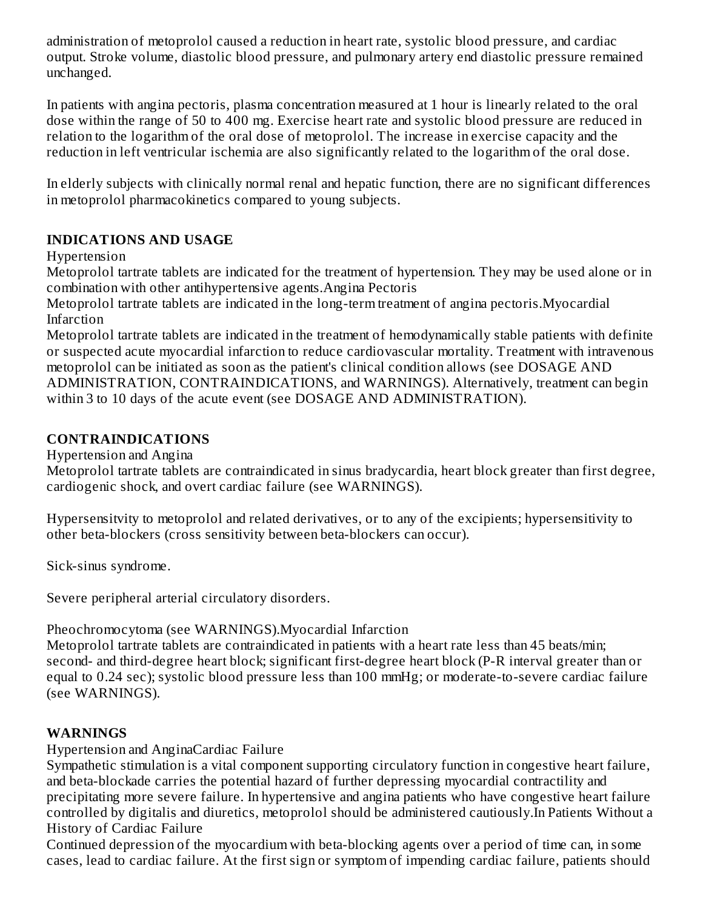administration of metoprolol caused a reduction in heart rate, systolic blood pressure, and cardiac output. Stroke volume, diastolic blood pressure, and pulmonary artery end diastolic pressure remained unchanged.

In patients with angina pectoris, plasma concentration measured at 1 hour is linearly related to the oral dose within the range of 50 to 400 mg. Exercise heart rate and systolic blood pressure are reduced in relation to the logarithm of the oral dose of metoprolol. The increase in exercise capacity and the reduction in left ventricular ischemia are also significantly related to the logarithm of the oral dose.

In elderly subjects with clinically normal renal and hepatic function, there are no significant differences in metoprolol pharmacokinetics compared to young subjects.

## INDICATIONS AND USAGE

Hypertension

Metoprolol tartrate tablets are indicated for the treatment of hypertension. They may be used alone or in combination with other antihypertensive agents.

Angina Pectoris

Metoprolol tartrate tablets are indicated in the long-term treatment of angina pectoris.

Myocardial Infarction

Metoprolol tartrate tablets are indicated in the treatment of hemodynamically stable patients with definite or suspected acute myocardial infarction to reduce cardiovascular mortality. Treatment with intravenous metoprolol can be initiated as soon as the patient's clinical condition allows (see DOSAGE AND ADMINISTRATION, CONTRAINDICATIONS, and WARNINGS). Alternatively, treatment can begin within 3 to 10 days of the acute event (see DOSAGE AND ADMINISTRATION).

## CONTRAINDICATIONS

Hypertension and Angina

Metoprolol tartrate tablets are contraindicated in sinus bradycardia, heart block greater than first degree, cardiogenic shock, and overt cardiac failure (see WARNINGS).

Hypersensitvity to metoprolol and related derivatives, or to any of the excipients; hypersensitivity to other beta-blockers (cross sensitivity between beta-blockers can occur).

Sick-sinus syndrome.

Severe peripheral arterial circulatory disorders.

Pheochromocytoma (see WARNINGS).

Myocardial Infarction

Metoprolol tartrate tablets are contraindicated in patients with a heart rate less than 45 beats/min; second- and third-degree heart block; significant first-degree heart block (P-R interval greater than or equal to 0.24 sec); systolic blood pressure less than 100 mmHg; or moderate-to-severe cardiac failure (see WARNINGS).

## WARNINGS

Hypertension and Angina

Cardiac Failure

Sympathetic stimulation is a vital component supporting circulatory function in congestive heart failure, and beta-blockade carries the potential hazard of further depressing myocardial contractility and precipitating more severe failure. In hypertensive and angina patients who have congestive heart failure controlled by digitalis and diuretics, metoprolol should be administered cautiously.

In Patients Without a History of Cardiac Failure

Continued depression of the myocardium with beta-blocking agents over a period of time can, in some cases, lead to cardiac failure. At the first sign or symptom of impending cardiac failure, patients should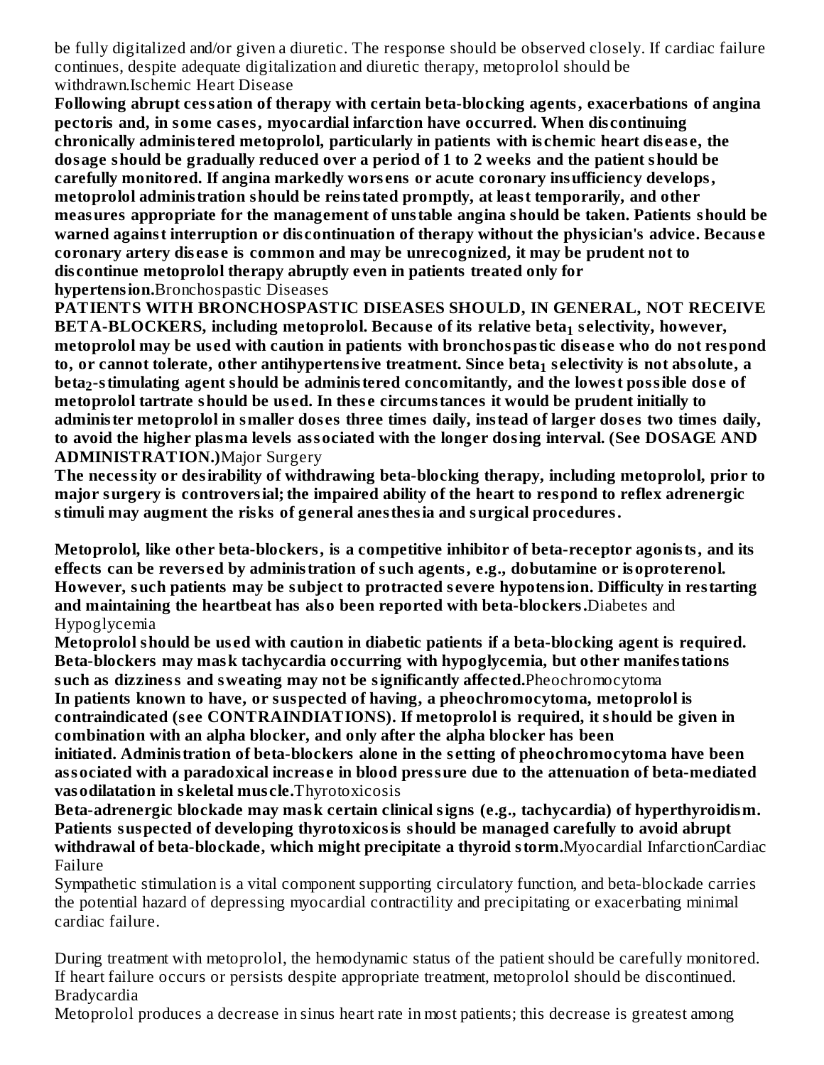be fully digitalized and/or given a diuretic. The response should be observed closely. If cardiac failure continues, despite adequate digitalization and diuretic therapy, metoprolol should be withdrawn.

Ischemic Heart Disease

**Following abrupt cessation of therapy with certain beta-blocking agents, exacerbations of angina pectoris and, in some cases, myocardial infarction have occurred. When discontinuing chronically administered metoprolol, particularly in patients with ischemic heart disease, the dosage should be gradually reduced over a period of 1 to 2 weeks and the patient should be carefully monitored. If angina markedly worsens or acute coronary insufficiency develops, metoprolol administration should be reinstated promptly, at least temporarily, and other measures appropriate for the management of unstable angina should be taken. Patients should be warned against interruption or discontinuation of therapy without the physician's advice. Because coronary artery disease is common and may be unrecognized, it may be prudent not to discontinue metoprolol therapy abruptly even in patients treated only for hypertension.**

Bronchospastic Diseases

**PATIENTS WITH BRONCHOSPASTIC DISEASES SHOULD, IN GENERAL, NOT RECEIVE BETA-BLOCKERS, including metoprolol. Because of its relative beta$_1$ selectivity, however, metoprolol may be used with caution in patients with bronchospastic disease who do not respond to, or cannot tolerate, other antihypertensive treatment. Since beta$_1$ selectivity is not absolute, a beta$_2$-stimulating agent should be administered concomitantly, and the lowest possible dose of metoprolol tartrate should be used. In these circumstances it would be prudent initially to administer metoprolol in smaller doses three times daily, instead of larger doses two times daily, to avoid the higher plasma levels associated with the longer dosing interval. (See DOSAGE AND ADMINISTRATION.)**

Major Surgery

**The necessity or desirability of withdrawing beta-blocking therapy, including metoprolol, prior to major surgery is controversial; the impaired ability of the heart to respond to reflex adrenergic stimuli may augment the risks of general anesthesia and surgical procedures.**

**Metoprolol, like other beta-blockers, is a competitive inhibitor of beta-receptor agonists, and its effects can be reversed by administration of such agents, e.g., dobutamine or isoproterenol. However, such patients may be subject to protracted severe hypotension. Difficulty in restarting and maintaining the heartbeat has also been reported with beta-blockers.**

Diabetes and Hypoglycemia

**Metoprolol should be used with caution in diabetic patients if a beta-blocking agent is required. Beta-blockers may mask tachycardia occurring with hypoglycemia, but other manifestations such as dizziness and sweating may not be significantly affected.**

Pheochromocytoma

**In patients known to have, or suspected of having, a pheochromocytoma, metoprolol is contraindicated (see CONTRAINDIATIONS). If metoprolol is required, it should be given in combination with an alpha blocker, and only after the alpha blocker has been initiated. Administration of beta-blockers alone in the setting of pheochromocytoma have been associated with a paradoxical increase in blood pressure due to the attenuation of beta-mediated vasodilatation in skeletal muscle.**

Thyrotoxicosis

**Beta-adrenergic blockade may mask certain clinical signs (e.g., tachycardia) of hyperthyroidism. Patients suspected of developing thyrotoxicosis should be managed carefully to avoid abrupt withdrawal of beta-blockade, which might precipitate a thyroid storm.**

Myocardial Infarction

Cardiac Failure

Sympathetic stimulation is a vital component supporting circulatory function, and beta-blockade carries the potential hazard of depressing myocardial contractility and precipitating or exacerbating minimal cardiac failure.

During treatment with metoprolol, the hemodynamic status of the patient should be carefully monitored. If heart failure occurs or persists despite appropriate treatment, metoprolol should be discontinued.

Bradycardia

Metoprolol produces a decrease in sinus heart rate in most patients; this decrease is greatest among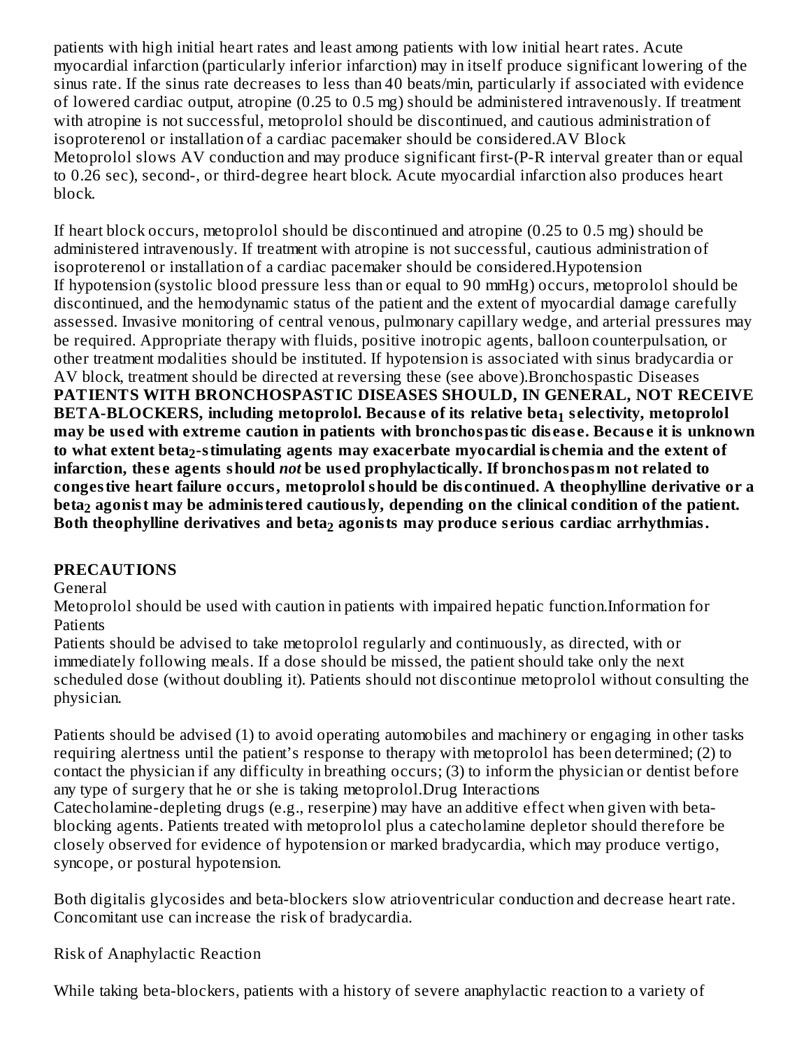patients with high initial heart rates and least among patients with low initial heart rates. Acute myocardial infarction (particularly inferior infarction) may in itself produce significant lowering of the sinus rate. If the sinus rate decreases to less than 40 beats/min, particularly if associated with evidence of lowered cardiac output, atropine (0.25 to 0.5 mg) should be administered intravenously. If treatment with atropine is not successful, metoprolol should be discontinued, and cautious administration of isoproterenol or installation of a cardiac pacemaker should be considered.

AV Block

Metoprolol slows AV conduction and may produce significant first-(P-R interval greater than or equal to 0.26 sec), second-, or third-degree heart block. Acute myocardial infarction also produces heart block.

If heart block occurs, metoprolol should be discontinued and atropine (0.25 to 0.5 mg) should be administered intravenously. If treatment with atropine is not successful, cautious administration of isoproterenol or installation of a cardiac pacemaker should be considered.

Hypotension

If hypotension (systolic blood pressure less than or equal to 90 mmHg) occurs, metoprolol should be discontinued, and the hemodynamic status of the patient and the extent of myocardial damage carefully assessed. Invasive monitoring of central venous, pulmonary capillary wedge, and arterial pressures may be required. Appropriate therapy with fluids, positive inotropic agents, balloon counterpulsation, or other treatment modalities should be instituted. If hypotension is associated with sinus bradycardia or AV block, treatment should be directed at reversing these (see above).

Bronchospastic Diseases

**PATIENTS WITH BRONCHOSPASTIC DISEASES SHOULD, IN GENERAL, NOT RECEIVE BETA-BLOCKERS, including metoprolol. Because of its relative beta$_1$ selectivity, metoprolol may be used with extreme caution in patients with bronchospastic disease. Because it is unknown to what extent beta$_2$-stimulating agents may exacerbate myocardial ischemia and the extent of infarction, these agents should *not* be used prophylactically. If bronchospasm not related to congestive heart failure occurs, metoprolol should be discontinued. A theophylline derivative or a beta$_2$ agonist may be administered cautiously, depending on the clinical condition of the patient. Both theophylline derivatives and beta$_2$ agonists may produce serious cardiac arrhythmias.**

## PRECAUTIONS

General

Metoprolol should be used with caution in patients with impaired hepatic function.

Information for Patients

Patients should be advised to take metoprolol regularly and continuously, as directed, with or immediately following meals. If a dose should be missed, the patient should take only the next scheduled dose (without doubling it). Patients should not discontinue metoprolol without consulting the physician.

Patients should be advised (1) to avoid operating automobiles and machinery or engaging in other tasks requiring alertness until the patient's response to therapy with metoprolol has been determined; (2) to contact the physician if any difficulty in breathing occurs; (3) to inform the physician or dentist before any type of surgery that he or she is taking metoprolol.

Drug Interactions

Catecholamine-depleting drugs (e.g., reserpine) may have an additive effect when given with beta-blocking agents. Patients treated with metoprolol plus a catecholamine depletor should therefore be closely observed for evidence of hypotension or marked bradycardia, which may produce vertigo, syncope, or postural hypotension.

Both digitalis glycosides and beta-blockers slow atrioventricular conduction and decrease heart rate. Concomitant use can increase the risk of bradycardia.

Risk of Anaphylactic Reaction

While taking beta-blockers, patients with a history of severe anaphylactic reaction to a variety of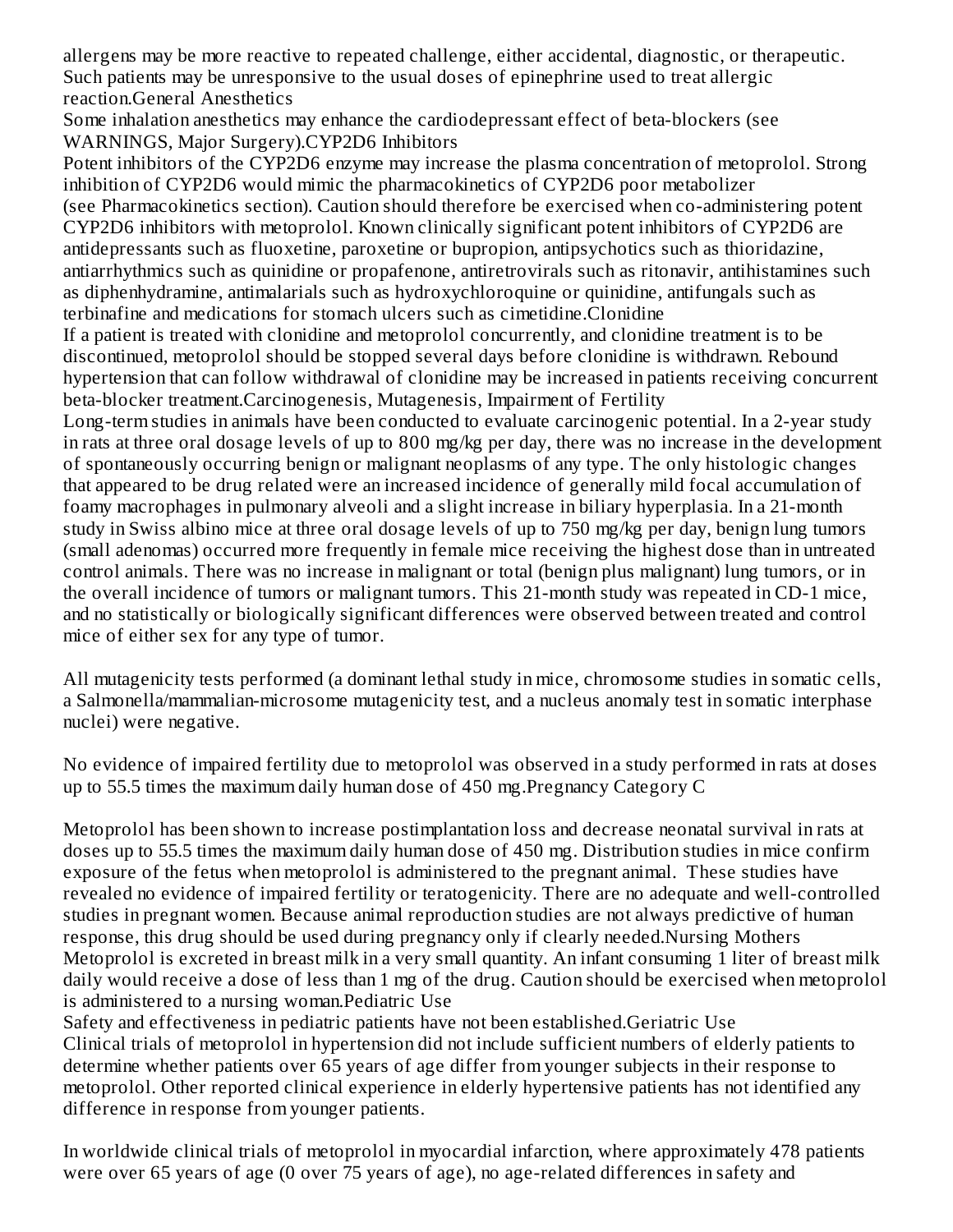allergens may be more reactive to repeated challenge, either accidental, diagnostic, or therapeutic. Such patients may be unresponsive to the usual doses of epinephrine used to treat allergic reaction.

#### General Anesthetics

Some inhalation anesthetics may enhance the cardiodepressant effect of beta-blockers (see WARNINGS, Major Surgery).

#### CYP2D6 Inhibitors

Potent inhibitors of the CYP2D6 enzyme may increase the plasma concentration of metoprolol. Strong inhibition of CYP2D6 would mimic the pharmacokinetics of CYP2D6 poor metabolizer (see Pharmacokinetics section). Caution should therefore be exercised when co-administering potent CYP2D6 inhibitors with metoprolol. Known clinically significant potent inhibitors of CYP2D6 are antidepressants such as fluoxetine, paroxetine or bupropion, antipsychotics such as thioridazine, antiarrhythmics such as quinidine or propafenone, antiretrovirals such as ritonavir, antihistamines such as diphenhydramine, antimalarials such as hydroxychloroquine or quinidine, antifungals such as terbinafine and medications for stomach ulcers such as cimetidine.

#### Clonidine

If a patient is treated with clonidine and metoprolol concurrently, and clonidine treatment is to be discontinued, metoprolol should be stopped several days before clonidine is withdrawn. Rebound hypertension that can follow withdrawal of clonidine may be increased in patients receiving concurrent beta-blocker treatment.

### Carcinogenesis, Mutagenesis, Impairment of Fertility

Long-term studies in animals have been conducted to evaluate carcinogenic potential. In a 2-year study in rats at three oral dosage levels of up to 800 mg/kg per day, there was no increase in the development of spontaneously occurring benign or malignant neoplasms of any type. The only histologic changes that appeared to be drug related were an increased incidence of generally mild focal accumulation of foamy macrophages in pulmonary alveoli and a slight increase in biliary hyperplasia. In a 21-month study in Swiss albino mice at three oral dosage levels of up to 750 mg/kg per day, benign lung tumors (small adenomas) occurred more frequently in female mice receiving the highest dose than in untreated control animals. There was no increase in malignant or total (benign plus malignant) lung tumors, or in the overall incidence of tumors or malignant tumors. This 21-month study was repeated in CD-1 mice, and no statistically or biologically significant differences were observed between treated and control mice of either sex for any type of tumor.

All mutagenicity tests performed (a dominant lethal study in mice, chromosome studies in somatic cells, a Salmonella/mammalian-microsome mutagenicity test, and a nucleus anomaly test in somatic interphase nuclei) were negative.

No evidence of impaired fertility due to metoprolol was observed in a study performed in rats at doses up to 55.5 times the maximum daily human dose of 450 mg.

### Pregnancy Category C

Metoprolol has been shown to increase postimplantation loss and decrease neonatal survival in rats at doses up to 55.5 times the maximum daily human dose of 450 mg. Distribution studies in mice confirm exposure of the fetus when metoprolol is administered to the pregnant animal. These studies have revealed no evidence of impaired fertility or teratogenicity. There are no adequate and well-controlled studies in pregnant women. Because animal reproduction studies are not always predictive of human response, this drug should be used during pregnancy only if clearly needed.

### Nursing Mothers

Metoprolol is excreted in breast milk in a very small quantity. An infant consuming 1 liter of breast milk daily would receive a dose of less than 1 mg of the drug. Caution should be exercised when metoprolol is administered to a nursing woman.

### Pediatric Use

Safety and effectiveness in pediatric patients have not been established.

### Geriatric Use

Clinical trials of metoprolol in hypertension did not include sufficient numbers of elderly patients to determine whether patients over 65 years of age differ from younger subjects in their response to metoprolol. Other reported clinical experience in elderly hypertensive patients has not identified any difference in response from younger patients.

In worldwide clinical trials of metoprolol in myocardial infarction, where approximately 478 patients were over 65 years of age (0 over 75 years of age), no age-related differences in safety and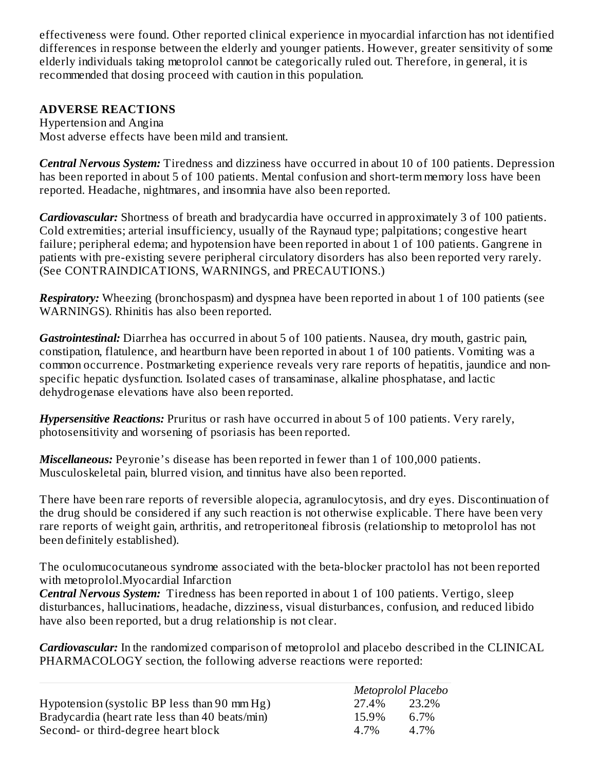effectiveness were found. Other reported clinical experience in myocardial infarction has not identified differences in response between the elderly and younger patients. However, greater sensitivity of some elderly individuals taking metoprolol cannot be categorically ruled out. Therefore, in general, it is recommended that dosing proceed with caution in this population.

## ADVERSE REACTIONS

Hypertension and Angina

Most adverse effects have been mild and transient.

***Central Nervous System:*** Tiredness and dizziness have occurred in about 10 of 100 patients. Depression has been reported in about 5 of 100 patients. Mental confusion and short-term memory loss have been reported. Headache, nightmares, and insomnia have also been reported.

***Cardiovascular:*** Shortness of breath and bradycardia have occurred in approximately 3 of 100 patients. Cold extremities; arterial insufficiency, usually of the Raynaud type; palpitations; congestive heart failure; peripheral edema; and hypotension have been reported in about 1 of 100 patients. Gangrene in patients with pre-existing severe peripheral circulatory disorders has also been reported very rarely. (See CONTRAINDICATIONS, WARNINGS, and PRECAUTIONS.)

***Respiratory:*** Wheezing (bronchospasm) and dyspnea have been reported in about 1 of 100 patients (see WARNINGS). Rhinitis has also been reported.

***Gastrointestinal:*** Diarrhea has occurred in about 5 of 100 patients. Nausea, dry mouth, gastric pain, constipation, flatulence, and heartburn have been reported in about 1 of 100 patients. Vomiting was a common occurrence. Postmarketing experience reveals very rare reports of hepatitis, jaundice and non-specific hepatic dysfunction. Isolated cases of transaminase, alkaline phosphatase, and lactic dehydrogenase elevations have also been reported.

***Hypersensitive Reactions:*** Pruritus or rash have occurred in about 5 of 100 patients. Very rarely, photosensitivity and worsening of psoriasis has been reported.

***Miscellaneous:*** Peyronie's disease has been reported in fewer than 1 of 100,000 patients. Musculoskeletal pain, blurred vision, and tinnitus have also been reported.

There have been rare reports of reversible alopecia, agranulocytosis, and dry eyes. Discontinuation of the drug should be considered if any such reaction is not otherwise explicable. There have been very rare reports of weight gain, arthritis, and retroperitoneal fibrosis (relationship to metoprolol has not been definitely established).

The oculomucocutaneous syndrome associated with the beta-blocker practolol has not been reported with metoprolol.Myocardial Infarction

***Central Nervous System:*** Tiredness has been reported in about 1 of 100 patients. Vertigo, sleep disturbances, hallucinations, headache, dizziness, visual disturbances, confusion, and reduced libido have also been reported, but a drug relationship is not clear.

***Cardiovascular:*** In the randomized comparison of metoprolol and placebo described in the CLINICAL PHARMACOLOGY section, the following adverse reactions were reported:

| | *Metoprolol* | *Placebo* |
|---|---|---|
| Hypotension (systolic BP less than 90 mm Hg) | 27.4% | 23.2% |
| Bradycardia (heart rate less than 40 beats/min) | 15.9% | 6.7% |
| Second- or third-degree heart block | 4.7% | 4.7% |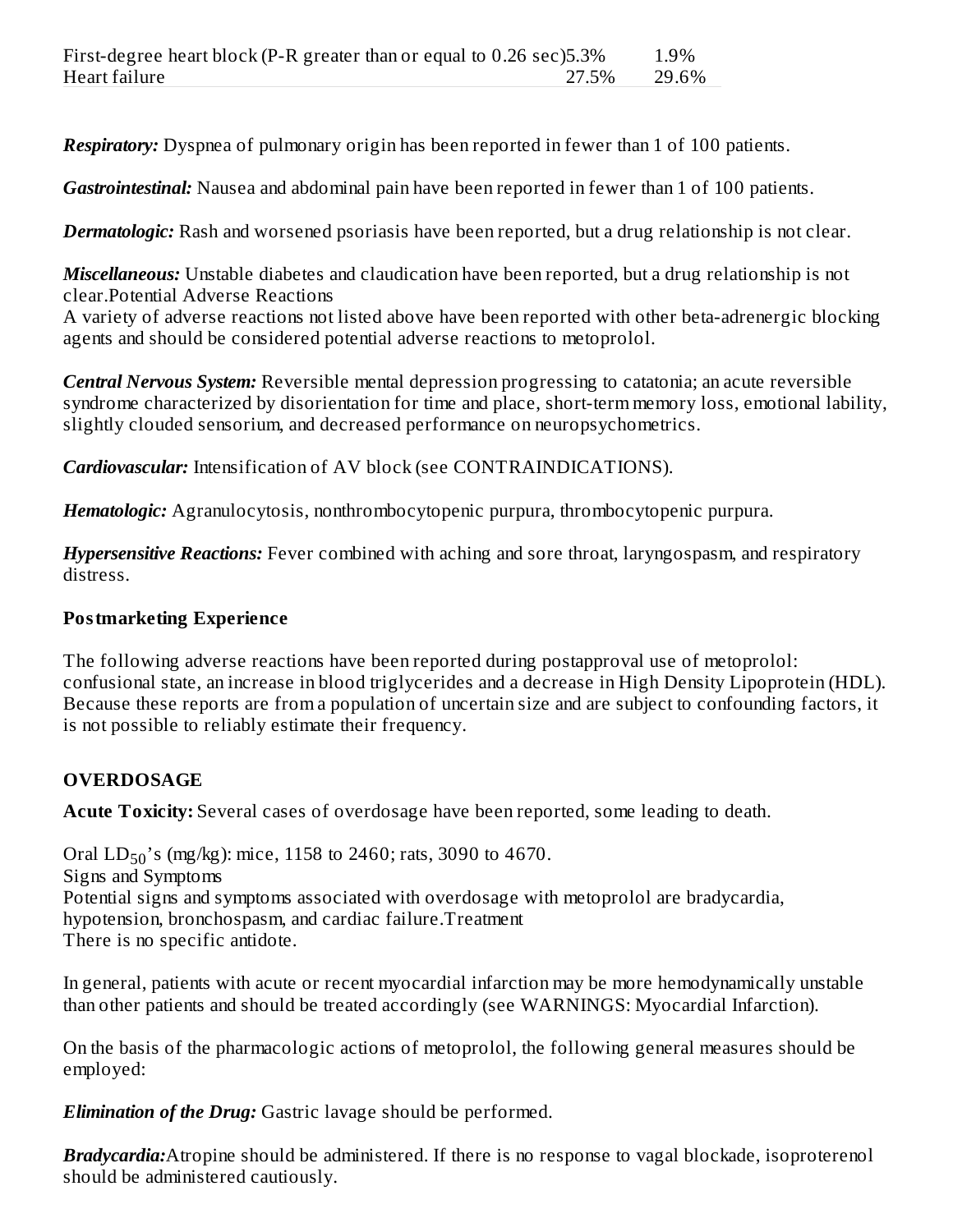| | | |
|---|---|---|
| First-degree heart block (P-R greater than or equal to 0.26 sec) | 5.3% | 1.9% |
| Heart failure | 27.5% | 29.6% |

***Respiratory:*** Dyspnea of pulmonary origin has been reported in fewer than 1 of 100 patients.

***Gastrointestinal:*** Nausea and abdominal pain have been reported in fewer than 1 of 100 patients.

***Dermatologic:*** Rash and worsened psoriasis have been reported, but a drug relationship is not clear.

***Miscellaneous:*** Unstable diabetes and claudication have been reported, but a drug relationship is not clear.

Potential Adverse Reactions

A variety of adverse reactions not listed above have been reported with other beta-adrenergic blocking agents and should be considered potential adverse reactions to metoprolol.

***Central Nervous System:*** Reversible mental depression progressing to catatonia; an acute reversible syndrome characterized by disorientation for time and place, short-term memory loss, emotional lability, slightly clouded sensorium, and decreased performance on neuropsychometrics.

***Cardiovascular:*** Intensification of AV block (see CONTRAINDICATIONS).

***Hematologic:*** Agranulocytosis, nonthrombocytopenic purpura, thrombocytopenic purpura.

***Hypersensitive Reactions:*** Fever combined with aching and sore throat, laryngospasm, and respiratory distress.

**Postmarketing Experience**

The following adverse reactions have been reported during postapproval use of metoprolol: confusional state, an increase in blood triglycerides and a decrease in High Density Lipoprotein (HDL). Because these reports are from a population of uncertain size and are subject to confounding factors, it is not possible to reliably estimate their frequency.

## OVERDOSAGE

**Acute Toxicity:** Several cases of overdosage have been reported, some leading to death.

Oral $LD_{50}$'s (mg/kg): mice, 1158 to 2460; rats, 3090 to 4670.

Signs and Symptoms

Potential signs and symptoms associated with overdosage with metoprolol are bradycardia, hypotension, bronchospasm, and cardiac failure.

Treatment

There is no specific antidote.

In general, patients with acute or recent myocardial infarction may be more hemodynamically unstable than other patients and should be treated accordingly (see WARNINGS: Myocardial Infarction).

On the basis of the pharmacologic actions of metoprolol, the following general measures should be employed:

***Elimination of the Drug:*** Gastric lavage should be performed.

***Bradycardia:*** Atropine should be administered. If there is no response to vagal blockade, isoproterenol should be administered cautiously.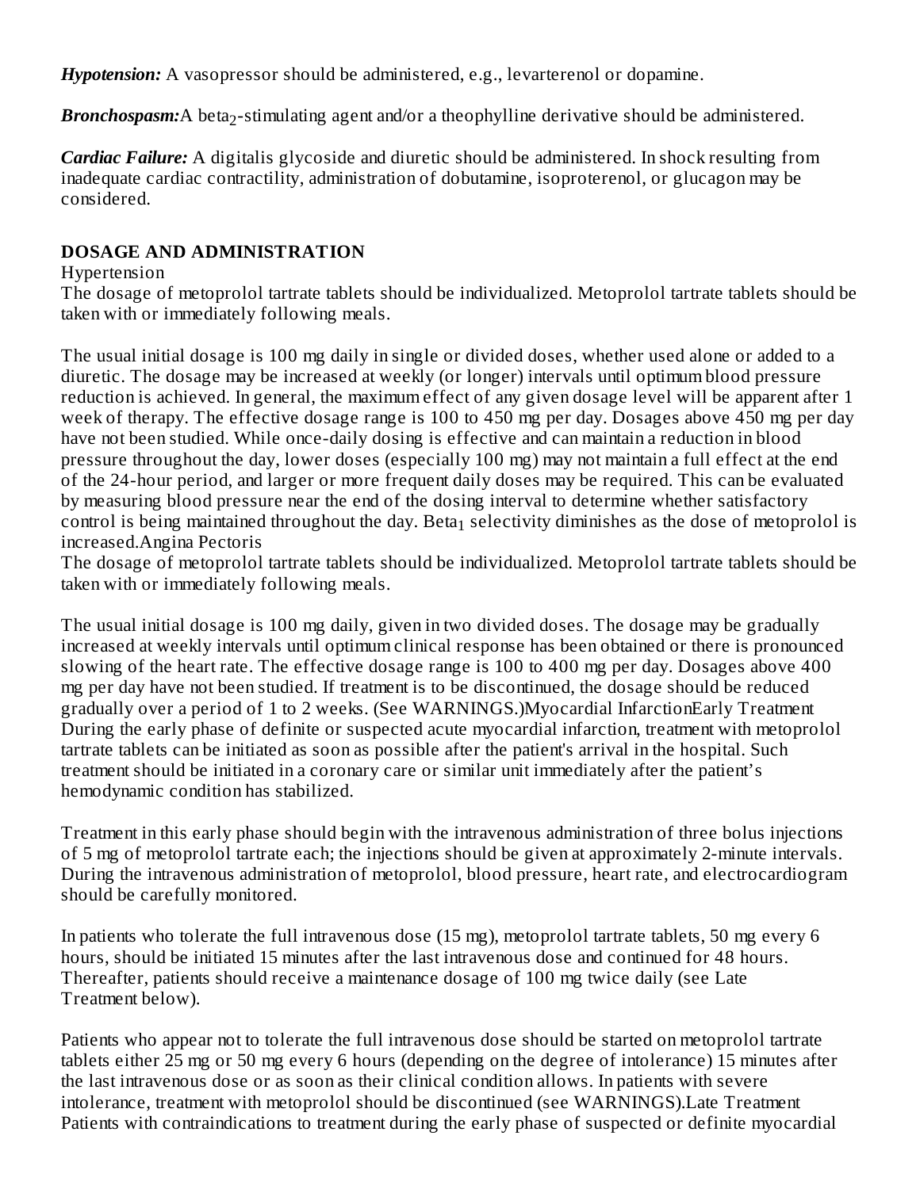***Hypotension:*** A vasopressor should be administered, e.g., levarterenol or dopamine.

***Bronchospasm:*** A $beta_2$-stimulating agent and/or a theophylline derivative should be administered.

***Cardiac Failure:*** A digitalis glycoside and diuretic should be administered. In shock resulting from inadequate cardiac contractility, administration of dobutamine, isoproterenol, or glucagon may be considered.

## DOSAGE AND ADMINISTRATION

### Hypertension

The dosage of metoprolol tartrate tablets should be individualized. Metoprolol tartrate tablets should be taken with or immediately following meals.

The usual initial dosage is 100 mg daily in single or divided doses, whether used alone or added to a diuretic. The dosage may be increased at weekly (or longer) intervals until optimum blood pressure reduction is achieved. In general, the maximum effect of any given dosage level will be apparent after 1 week of therapy. The effective dosage range is 100 to 450 mg per day. Dosages above 450 mg per day have not been studied. While once-daily dosing is effective and can maintain a reduction in blood pressure throughout the day, lower doses (especially 100 mg) may not maintain a full effect at the end of the 24-hour period, and larger or more frequent daily doses may be required. This can be evaluated by measuring blood pressure near the end of the dosing interval to determine whether satisfactory control is being maintained throughout the day. $Beta_1$ selectivity diminishes as the dose of metoprolol is increased.

### Angina Pectoris

The dosage of metoprolol tartrate tablets should be individualized. Metoprolol tartrate tablets should be taken with or immediately following meals.

The usual initial dosage is 100 mg daily, given in two divided doses. The dosage may be gradually increased at weekly intervals until optimum clinical response has been obtained or there is pronounced slowing of the heart rate. The effective dosage range is 100 to 400 mg per day. Dosages above 400 mg per day have not been studied. If treatment is to be discontinued, the dosage should be reduced gradually over a period of 1 to 2 weeks. (See WARNINGS.)

### Myocardial Infarction

#### Early Treatment

During the early phase of definite or suspected acute myocardial infarction, treatment with metoprolol tartrate tablets can be initiated as soon as possible after the patient's arrival in the hospital. Such treatment should be initiated in a coronary care or similar unit immediately after the patient's hemodynamic condition has stabilized.

Treatment in this early phase should begin with the intravenous administration of three bolus injections of 5 mg of metoprolol tartrate each; the injections should be given at approximately 2-minute intervals. During the intravenous administration of metoprolol, blood pressure, heart rate, and electrocardiogram should be carefully monitored.

In patients who tolerate the full intravenous dose (15 mg), metoprolol tartrate tablets, 50 mg every 6 hours, should be initiated 15 minutes after the last intravenous dose and continued for 48 hours. Thereafter, patients should receive a maintenance dosage of 100 mg twice daily (see Late Treatment below).

Patients who appear not to tolerate the full intravenous dose should be started on metoprolol tartrate tablets either 25 mg or 50 mg every 6 hours (depending on the degree of intolerance) 15 minutes after the last intravenous dose or as soon as their clinical condition allows. In patients with severe intolerance, treatment with metoprolol should be discontinued (see WARNINGS).

#### Late Treatment

Patients with contraindications to treatment during the early phase of suspected or definite myocardial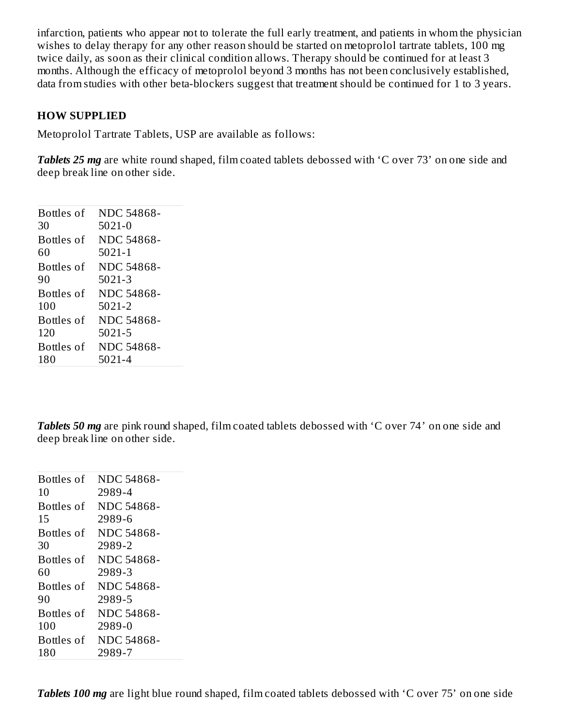infarction, patients who appear not to tolerate the full early treatment, and patients in whom the physician wishes to delay therapy for any other reason should be started on metoprolol tartrate tablets, 100 mg twice daily, as soon as their clinical condition allows. Therapy should be continued for at least 3 months. Although the efficacy of metoprolol beyond 3 months has not been conclusively established, data from studies with other beta-blockers suggest that treatment should be continued for 1 to 3 years.

## HOW SUPPLIED

Metoprolol Tartrate Tablets, USP are available as follows:

***Tablets 25 mg*** are white round shaped, film coated tablets debossed with 'C over 73' on one side and deep break line on other side.

| | |
|---|---|
| Bottles of 30 | NDC 54868-5021-0 |
| Bottles of 60 | NDC 54868-5021-1 |
| Bottles of 90 | NDC 54868-5021-3 |
| Bottles of 100 | NDC 54868-5021-2 |
| Bottles of 120 | NDC 54868-5021-5 |
| Bottles of 180 | NDC 54868-5021-4 |

***Tablets 50 mg*** are pink round shaped, film coated tablets debossed with 'C over 74' on one side and deep break line on other side.

| | |
|---|---|
| Bottles of 10 | NDC 54868-2989-4 |
| Bottles of 15 | NDC 54868-2989-6 |
| Bottles of 30 | NDC 54868-2989-2 |
| Bottles of 60 | NDC 54868-2989-3 |
| Bottles of 90 | NDC 54868-2989-5 |
| Bottles of 100 | NDC 54868-2989-0 |
| Bottles of 180 | NDC 54868-2989-7 |

***Tablets 100 mg*** are light blue round shaped, film coated tablets debossed with 'C over 75' on one side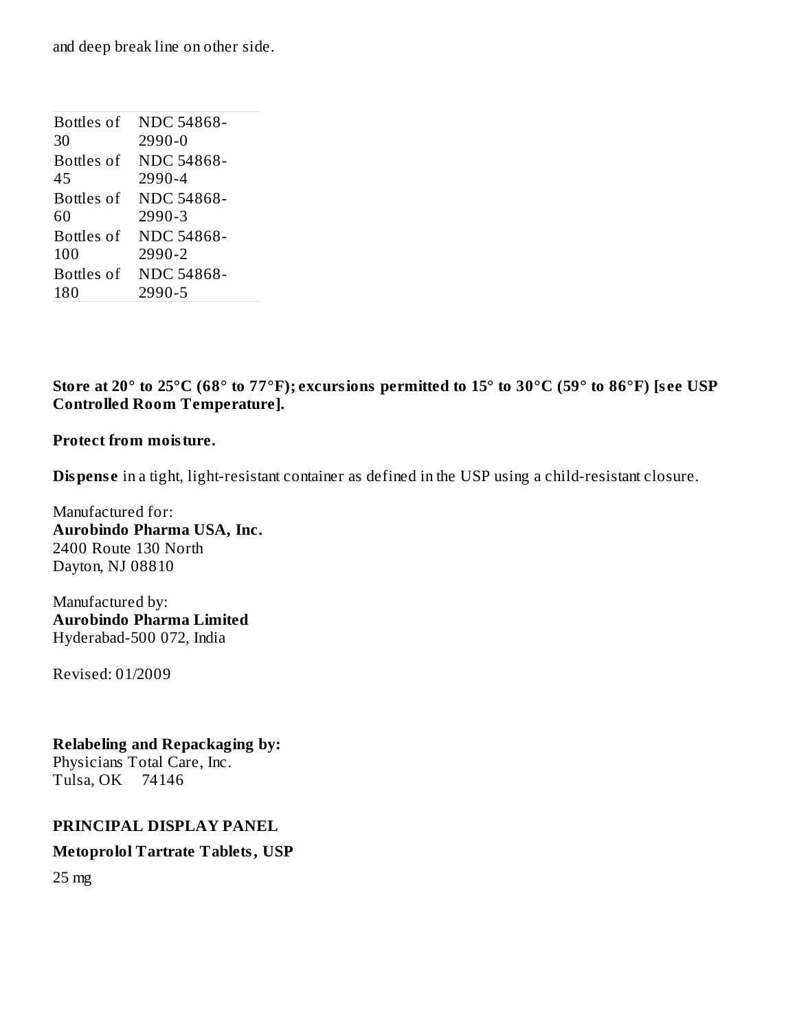and deep break line on other side.

| | |
|---|---|
| Bottles of 30 | NDC 54868-2990-0 |
| Bottles of 45 | NDC 54868-2990-4 |
| Bottles of 60 | NDC 54868-2990-3 |
| Bottles of 100 | NDC 54868-2990-2 |
| Bottles of 180 | NDC 54868-2990-5 |

**Store at 20° to 25°C (68° to 77°F); excursions permitted to 15° to 30°C (59° to 86°F) [see USP Controlled Room Temperature].**

**Protect from moisture.**

**Dispense** in a tight, light-resistant container as defined in the USP using a child-resistant closure.

Manufactured for:
**Aurobindo Pharma USA, Inc.**
2400 Route 130 North
Dayton, NJ 08810

Manufactured by:
**Aurobindo Pharma Limited**
Hyderabad-500 072, India

Revised: 01/2009

**Relabeling and Repackaging by:**
Physicians Total Care, Inc.
Tulsa, OK 74146

**PRINCIPAL DISPLAY PANEL**

**Metoprolol Tartrate Tablets, USP**

25 mg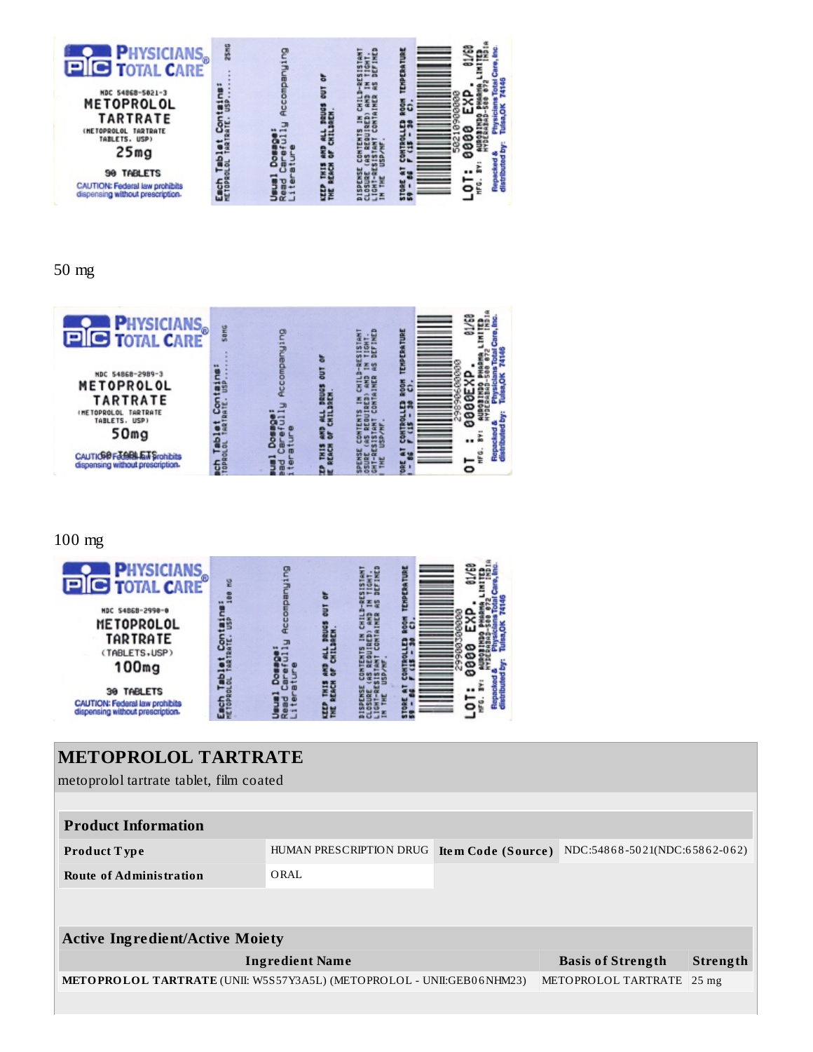PHYSICIANS TOTAL CARE

NDC 54868-5021-3
METOPROLOL TARTRATE
(METOPROLOL TARTRATE TABLETS, USP)
25mg
90 TABLETS
CAUTION: Federal law prohibits dispensing without prescription.

Each Tablet Contains: METOPROLOL TARTRATE, USP........ 25MG

Usual Dosage: Read Carefully Accompanying Literature

KEEP THIS AND ALL DRUGS OUT OF THE REACH OF CHILDREN.

DISPENSE CONTENTS IN CHILD-RESISTANT CLOSURE (AS REQUIRED) AND IN TIGHT, LIGHT-RESISTANT CONTAINER AS DEFINED IN THE USP/NF.

STORE AT CONTROLLED ROOM TEMPERATURE 59 - 86 F (15 - 30 C).

LOT: 0000 EXP. 01/60

MFG. BY: AUROBINDO PHARMA LIMITED HYDERABAD-500 072 INDIA

Repacked & distributed by: Physicians Total Care, Inc. Tulsa, OK 74146

50 mg

PHYSICIANS TOTAL CARE

NDC 54868-2989-3
METOPROLOL TARTRATE
(METOPROLOL TARTRATE TABLETS, USP)
50mg
CAUTION: Federal law prohibits dispensing without prescription.

Each Tablet Contains: METOPROLOL TARTRATE, USP........ 50MG

Usual Dosage: Read Carefully Accompanying Literature

KEEP THIS AND ALL DRUGS OUT OF THE REACH OF CHILDREN.

DISPENSE CONTENTS IN CHILD-RESISTANT CLOSURE (AS REQUIRED) AND IN TIGHT, LIGHT-RESISTANT CONTAINER AS DEFINED IN THE USP/NF.

STORE AT CONTROLLED ROOM TEMPERATURE 59 - 86 F (15 - 30 C).

LOT: 0000 EXP. 01/60

MFG. BY: AUROBINDO PHARMA LIMITED HYDERABAD-500 072 INDIA

Repacked & distributed by: Physicians Total Care, Inc. Tulsa, OK 74146

100 mg

PHYSICIANS TOTAL CARE

NDC 54868-2990-0
METOPROLOL TARTRATE
(TABLETS, USP)
100mg
30 TABLETS
CAUTION: Federal law prohibits dispensing without prescription.

Each Tablet Contains: METOPROLOL TARTRATE, USP 100 MG

Usual Dosage: Read Carefully Accompanying Literature

KEEP THIS AND ALL DRUGS OUT OF THE REACH OF CHILDREN.

DISPENSE CONTENTS IN CHILD-RESISTANT CLOSURE (AS REQUIRED) AND IN TIGHT, LIGHT-RESISTANT CONTAINER AS DEFINED IN THE USP/NF.

STORE AT CONTROLLED ROOM TEMPERATURE 59 - 86 F (15 - 30 C).

LOT: 0000 EXP. 01/60

MFG. BY: AUROBINDO PHARMA LIMITED HYDERABAD-500 072 INDIA

Repacked & distributed by: Physicians Total Care, Inc. Tulsa, OK 74146

## METOPROLOL TARTRATE

metoprolol tartrate tablet, film coated

| Product Information | | | |
|---|---|---|---|
| **Product Type** | HUMAN PRESCRIPTION DRUG | **Item Code (Source)** | NDC:54868-5021(NDC:65862-062) |
| **Route of Administration** | ORAL | | |

| Active Ingredient/Active Moiety | | |
|---|---|---|
| **Ingredient Name** | **Basis of Strength** | **Strength** |
| **METOPROLOL TARTRATE** (UNII: W5S57Y3A5L) (METOPROLOL - UNII:GEB06NHM23) | METOPROLOL TARTRATE | 25 mg |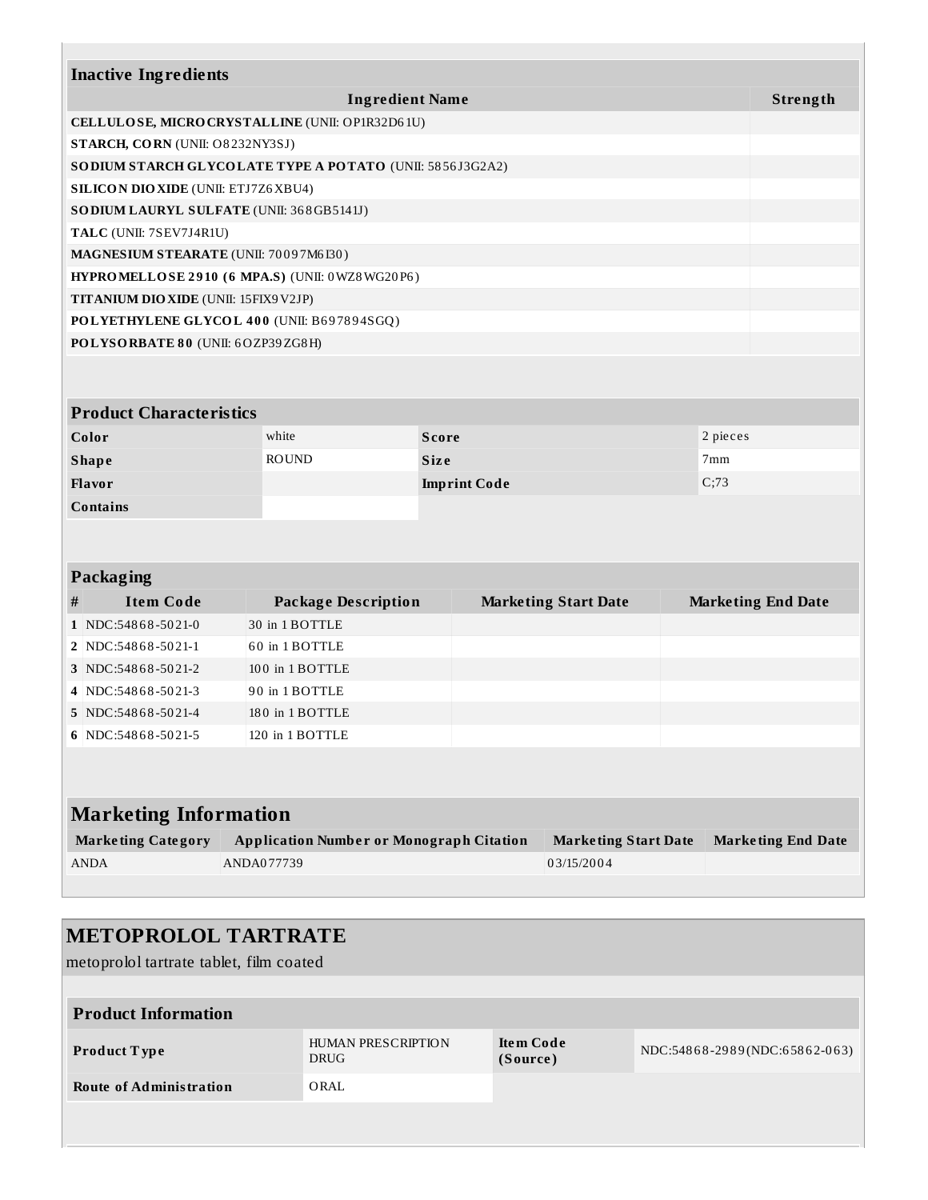### Inactive Ingredients

| Ingredient Name | Strength |
| --- | --- |
| **CELLULOSE, MICROCRYSTALLINE** (UNII: OP1R32D61U) | |
| **STARCH, CORN** (UNII: O8232NY3SJ) | |
| **SODIUM STARCH GLYCOLATE TYPE A POTATO** (UNII: 5856J3G2A2) | |
| **SILICON DIOXIDE** (UNII: ETJ7Z6XBU4) | |
| **SODIUM LAURYL SULFATE** (UNII: 368GB5141J) | |
| **TALC** (UNII: 7SEV7J4R1U) | |
| **MAGNESIUM STEARATE** (UNII: 70097M6I30) | |
| **HYPROMELLOSE 2910 (6 MPA.S)** (UNII: 0WZ8WG20P6) | |
| **TITANIUM DIOXIDE** (UNII: 15FIX9V2JP) | |
| **POLYETHYLENE GLYCOL 400** (UNII: B697894SGQ) | |
| **POLYSORBATE 80** (UNII: 6OZP39ZG8H) | |

### Product Characteristics

| | | | |
| --- | --- | --- | --- |
| **Color** | white | **Score** | 2 pieces |
| **Shape** | ROUND | **Size** | 7mm |
| **Flavor** | | **Imprint Code** | C;73 |
| **Contains** | | | |

### Packaging

| # | Item Code | Package Description | Marketing Start Date | Marketing End Date |
| --- | --- | --- | --- | --- |
| 1 | NDC:54868-5021-0 | 30 in 1 BOTTLE | | |
| 2 | NDC:54868-5021-1 | 60 in 1 BOTTLE | | |
| 3 | NDC:54868-5021-2 | 100 in 1 BOTTLE | | |
| 4 | NDC:54868-5021-3 | 90 in 1 BOTTLE | | |
| 5 | NDC:54868-5021-4 | 180 in 1 BOTTLE | | |
| 6 | NDC:54868-5021-5 | 120 in 1 BOTTLE | | |

### Marketing Information

| Marketing Category | Application Number or Monograph Citation | Marketing Start Date | Marketing End Date |
| --- | --- | --- | --- |
| ANDA | ANDA077739 | 03/15/2004 | |

## METOPROLOL TARTRATE

metoprolol tartrate tablet, film coated

### Product Information

| | | | |
| --- | --- | --- | --- |
| **Product Type** | HUMAN PRESCRIPTION DRUG | **Item Code (Source)** | NDC:54868-2989(NDC:65862-063) |
| **Route of Administration** | ORAL | | |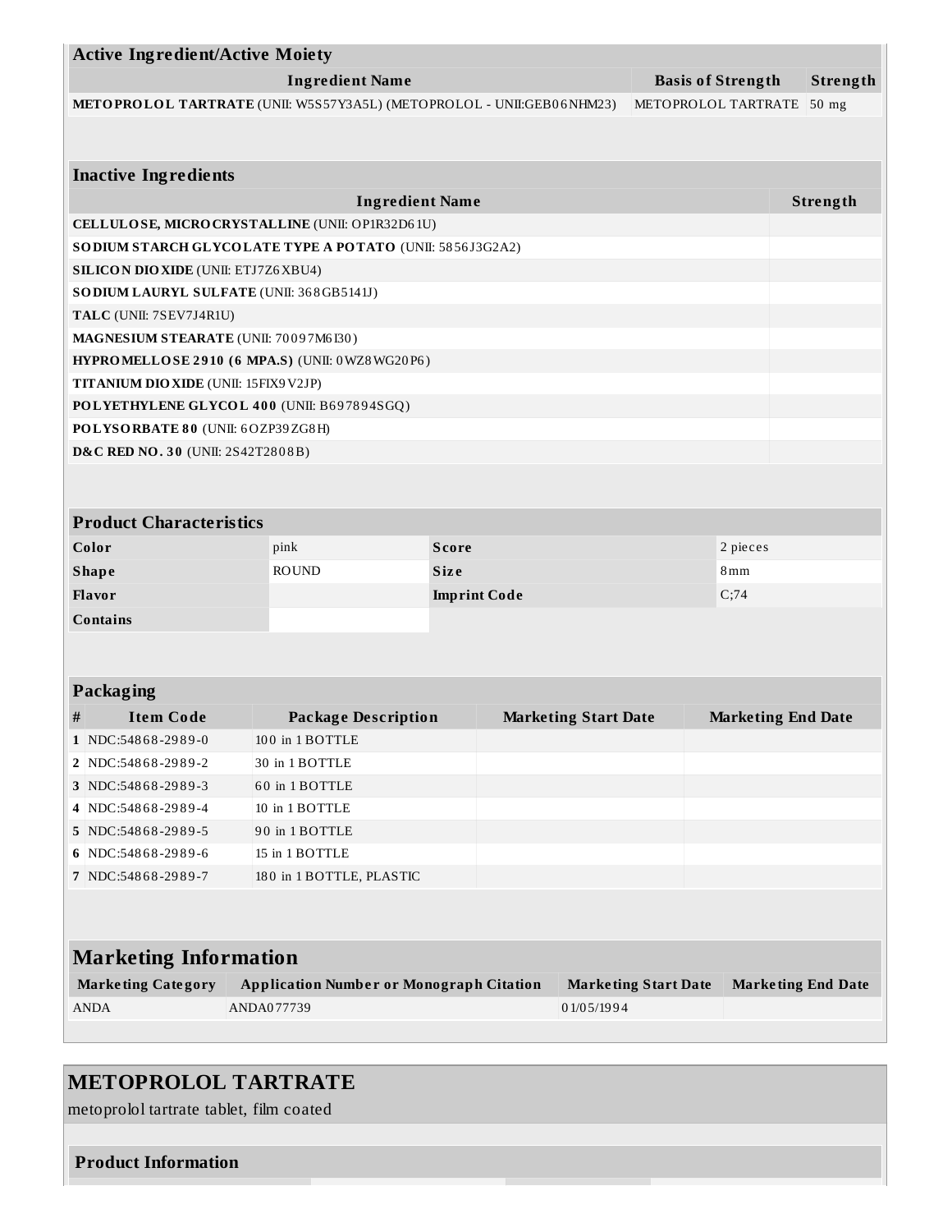## Active Ingredient/Active Moiety

| Ingredient Name | Basis of Strength | Strength |
|---|---|---|
| **METOPROLOL TARTRATE** (UNII: W5S57Y3A5L) (METOPROLOL - UNII:GEB06NHM23) | METOPROLOL TARTRATE | 50 mg |

## Inactive Ingredients

| Ingredient Name | Strength |
|---|---|
| **CELLULOSE, MICROCRYSTALLINE** (UNII: OP1R32D61U) | |
| **SODIUM STARCH GLYCOLATE TYPE A POTATO** (UNII: 5856J3G2A2) | |
| **SILICON DIOXIDE** (UNII: ETJ7Z6XBU4) | |
| **SODIUM LAURYL SULFATE** (UNII: 368GB5141J) | |
| **TALC** (UNII: 7SEV7J4R1U) | |
| **MAGNESIUM STEARATE** (UNII: 70097M6I30) | |
| **HYPROMELLOSE 2910 (6 MPA.S)** (UNII: 0WZ8WG20P6) | |
| **TITANIUM DIOXIDE** (UNII: 15FIX9V2JP) | |
| **POLYETHYLENE GLYCOL 400** (UNII: B697894SGQ) | |
| **POLYSORBATE 80** (UNII: 6OZP39ZG8H) | |
| **D&C RED NO. 30** (UNII: 2S42T2808B) | |

## Product Characteristics

| | | | |
|---|---|---|---|
| **Color** | pink | **Score** | 2 pieces |
| **Shape** | ROUND | **Size** | 8mm |
| **Flavor** | | **Imprint Code** | C;74 |
| **Contains** | | | |

## Packaging

| # | Item Code | Package Description | Marketing Start Date | Marketing End Date |
|---|---|---|---|---|
| 1 | NDC:54868-2989-0 | 100 in 1 BOTTLE | | |
| 2 | NDC:54868-2989-2 | 30 in 1 BOTTLE | | |
| 3 | NDC:54868-2989-3 | 60 in 1 BOTTLE | | |
| 4 | NDC:54868-2989-4 | 10 in 1 BOTTLE | | |
| 5 | NDC:54868-2989-5 | 90 in 1 BOTTLE | | |
| 6 | NDC:54868-2989-6 | 15 in 1 BOTTLE | | |
| 7 | NDC:54868-2989-7 | 180 in 1 BOTTLE, PLASTIC | | |

## Marketing Information

| Marketing Category | Application Number or Monograph Citation | Marketing Start Date | Marketing End Date |
|---|---|---|---|
| ANDA | ANDA077739 | 01/05/1994 | |

# METOPROLOL TARTRATE

metoprolol tartrate tablet, film coated

## Product Information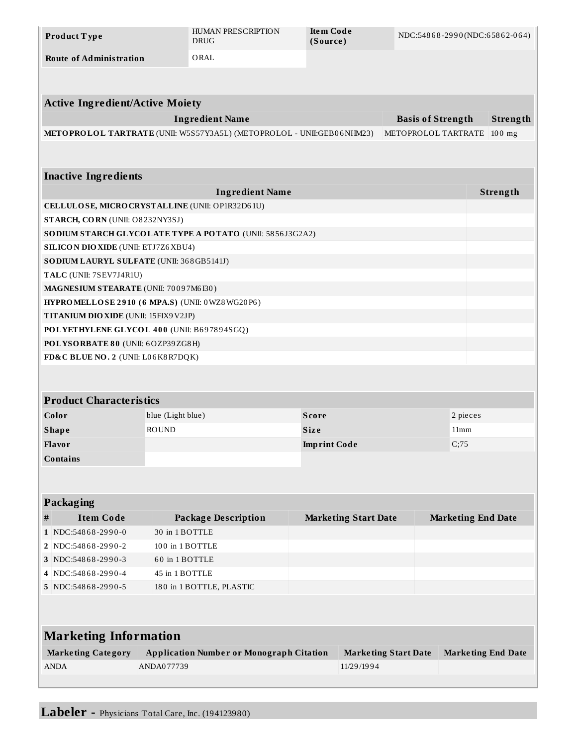| Product Type | HUMAN PRESCRIPTION DRUG | Item Code (Source) | NDC:54868-2990(NDC:65862-064) |
|---|---|---|---|
| Route of Administration | ORAL | | |

## Active Ingredient/Active Moiety

| Ingredient Name | Basis of Strength | Strength |
|---|---|---|
| **METOPROLOL TARTRATE** (UNII: W5S57Y3A5L) (METOPROLOL - UNII:GEB06NHM23) | METOPROLOL TARTRATE | 100 mg |

## Inactive Ingredients

| Ingredient Name | Strength |
|---|---|
| **CELLULOSE, MICROCRYSTALLINE** (UNII: OP1R32D61U) | |
| **STARCH, CORN** (UNII: O8232NY3SJ) | |
| **SODIUM STARCH GLYCOLATE TYPE A POTATO** (UNII: 5856J3G2A2) | |
| **SILICON DIOXIDE** (UNII: ETJ7Z6XBU4) | |
| **SODIUM LAURYL SULFATE** (UNII: 368GB5141J) | |
| **TALC** (UNII: 7SEV7J4R1U) | |
| **MAGNESIUM STEARATE** (UNII: 70097M6I30) | |
| **HYPROMELLOSE 2910 (6 MPA.S)** (UNII: 0WZ8WG20P6) | |
| **TITANIUM DIOXIDE** (UNII: 15FIX9V2JP) | |
| **POLYETHYLENE GLYCOL 400** (UNII: B697894SGQ) | |
| **POLYSORBATE 80** (UNII: 6OZP39ZG8H) | |
| **FD&C BLUE NO. 2** (UNII: L06K8R7DQK) | |

## Product Characteristics

| Color | blue (Light blue) | Score | 2 pieces |
|---|---|---|---|
| Shape | ROUND | Size | 11mm |
| Flavor | | Imprint Code | C;75 |
| Contains | | | |

## Packaging

| # | Item Code | Package Description | Marketing Start Date | Marketing End Date |
|---|---|---|---|---|
| 1 | NDC:54868-2990-0 | 30 in 1 BOTTLE | | |
| 2 | NDC:54868-2990-2 | 100 in 1 BOTTLE | | |
| 3 | NDC:54868-2990-3 | 60 in 1 BOTTLE | | |
| 4 | NDC:54868-2990-4 | 45 in 1 BOTTLE | | |
| 5 | NDC:54868-2990-5 | 180 in 1 BOTTLE, PLASTIC | | |

## Marketing Information

| Marketing Category | Application Number or Monograph Citation | Marketing Start Date | Marketing End Date |
|---|---|---|---|
| ANDA | ANDA077739 | 11/29/1994 | |

**Labeler -** Physicians Total Care, Inc. (194123980)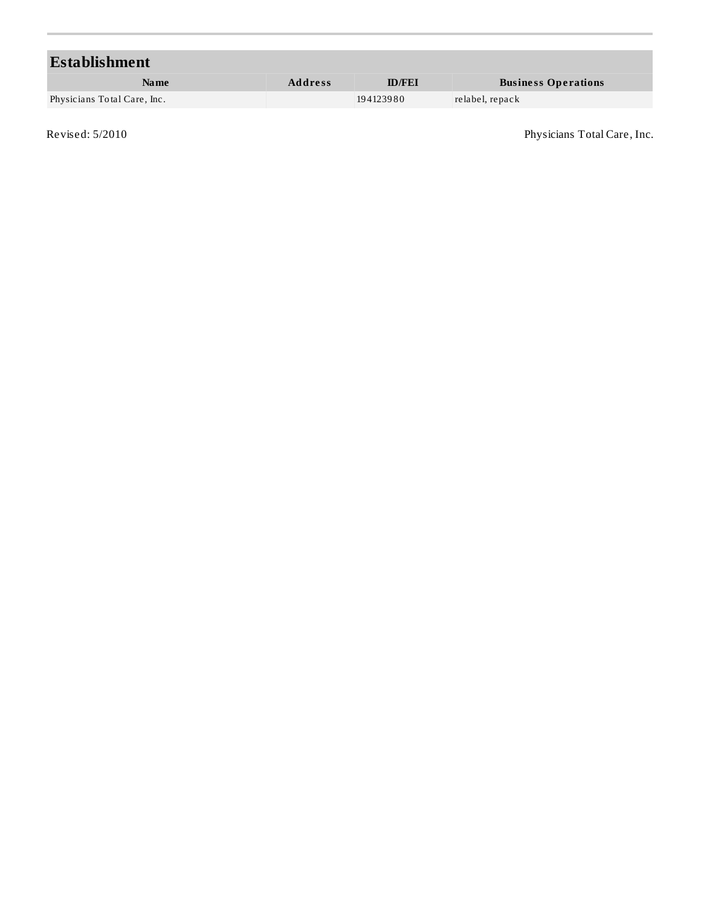## Establishment

| Name | Address | ID/FEI | Business Operations |
| --- | --- | --- | --- |
| Physicians Total Care, Inc. | | 194123980 | relabel, repack |

Revised: 5/2010

Physicians Total Care, Inc.